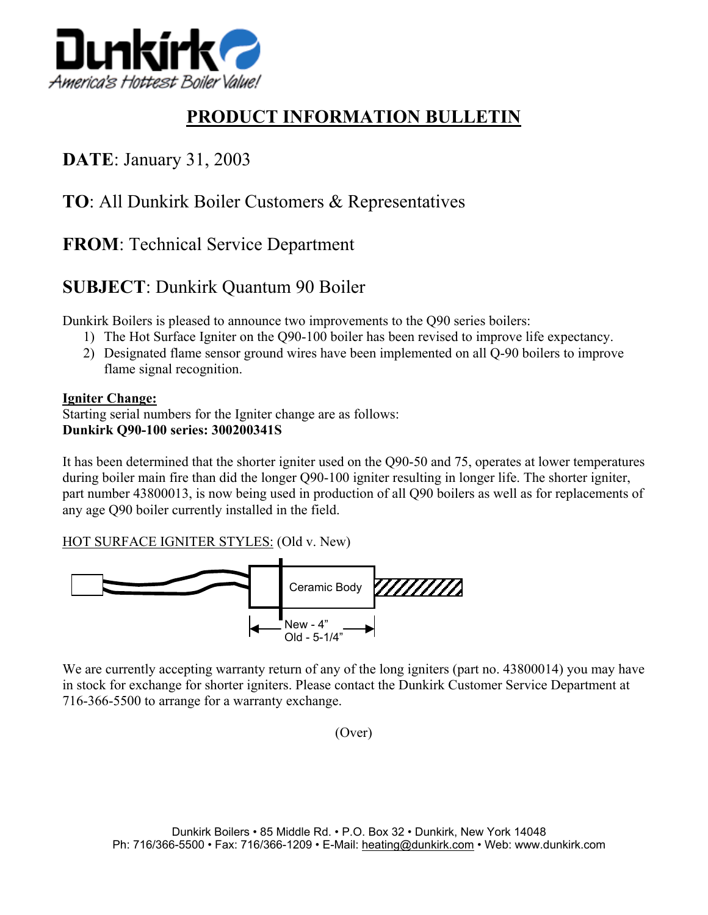Dunkirk
America's Hottest Boiler Value!

# PRODUCT INFORMATION BULLETIN

## DATE: January 31, 2003

## TO: All Dunkirk Boiler Customers & Representatives

## FROM: Technical Service Department

## SUBJECT: Dunkirk Quantum 90 Boiler

Dunkirk Boilers is pleased to announce two improvements to the Q90 series boilers:

1) The Hot Surface Igniter on the Q90-100 boiler has been revised to improve life expectancy.
2) Designated flame sensor ground wires have been implemented on all Q-90 boilers to improve flame signal recognition.

**Igniter Change:**
Starting serial numbers for the Igniter change are as follows:
**Dunkirk Q90-100 series: 300200341S**

It has been determined that the shorter igniter used on the Q90-50 and 75, operates at lower temperatures during boiler main fire than did the longer Q90-100 igniter resulting in longer life. The shorter igniter, part number 43800013, is now being used in production of all Q90 boilers as well as for replacements of any age Q90 boiler currently installed in the field.

HOT SURFACE IGNITER STYLES: (Old v. New)

Ceramic Body

New - 4"
Old - 5-1/4"

We are currently accepting warranty return of any of the long igniters (part no. 43800014) you may have in stock for exchange for shorter igniters. Please contact the Dunkirk Customer Service Department at 716-366-5500 to arrange for a warranty exchange.

(Over)

Dunkirk Boilers • 85 Middle Rd. • P.O. Box 32 • Dunkirk, New York 14048
Ph: 716/366-5500 • Fax: 716/366-1209 • E-Mail: heating@dunkirk.com • Web: www.dunkirk.com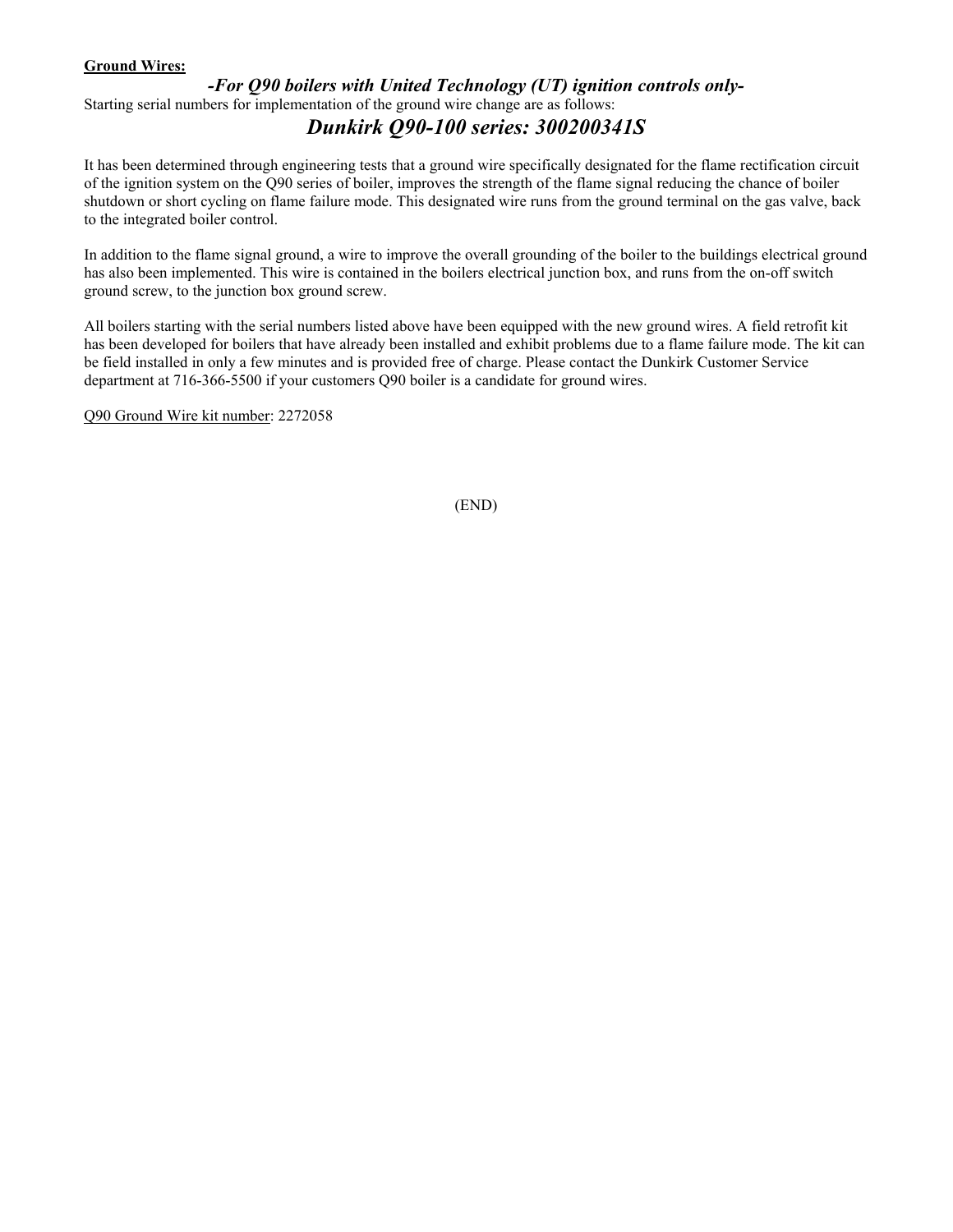**Ground Wires:**

***-For Q90 boilers with United Technology (UT) ignition controls only-***

Starting serial numbers for implementation of the ground wire change are as follows:

***Dunkirk Q90-100 series: 300200341S***

It has been determined through engineering tests that a ground wire specifically designated for the flame rectification circuit of the ignition system on the Q90 series of boiler, improves the strength of the flame signal reducing the chance of boiler shutdown or short cycling on flame failure mode. This designated wire runs from the ground terminal on the gas valve, back to the integrated boiler control.

In addition to the flame signal ground, a wire to improve the overall grounding of the boiler to the buildings electrical ground has also been implemented. This wire is contained in the boilers electrical junction box, and runs from the on-off switch ground screw, to the junction box ground screw.

All boilers starting with the serial numbers listed above have been equipped with the new ground wires. A field retrofit kit has been developed for boilers that have already been installed and exhibit problems due to a flame failure mode. The kit can be field installed in only a few minutes and is provided free of charge. Please contact the Dunkirk Customer Service department at 716-366-5500 if your customers Q90 boiler is a candidate for ground wires.

Q90 Ground Wire kit number: 2272058

(END)